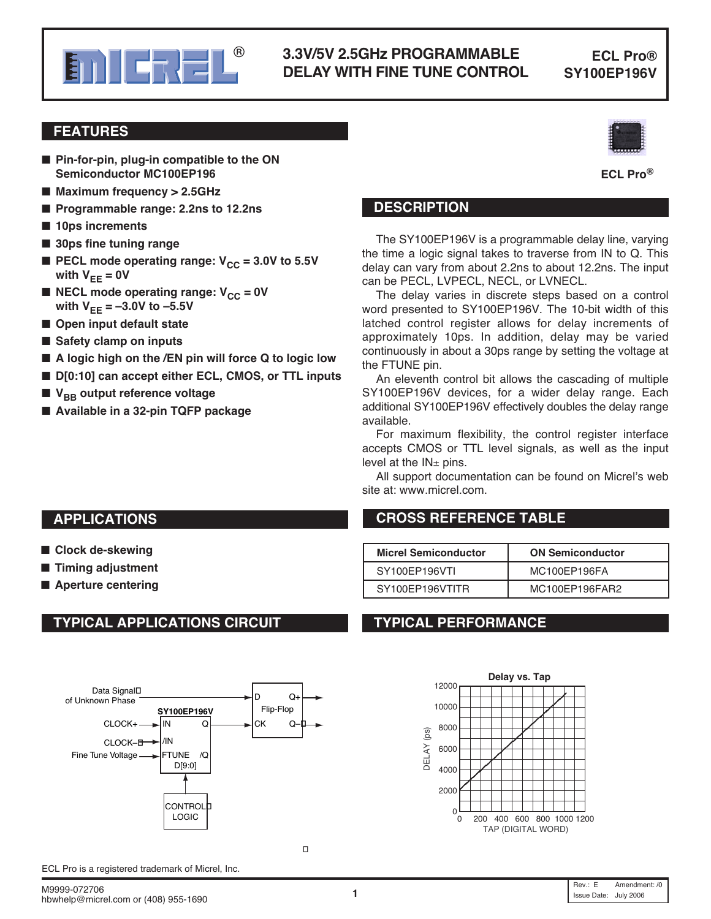# 3.3V/5V 2.5GHz PROGRAMMABLE DELAY WITH FINE TUNE CONTROL

**ECL Pro®**
**SY100EP196V**

## FEATURES

- Pin-for-pin, plug-in compatible to the ON Semiconductor MC100EP196
- Maximum frequency > 2.5GHz
- Programmable range: 2.2ns to 12.2ns
- 10ps increments
- 30ps fine tuning range
- PECL mode operating range: $V_{CC}$ = 3.0V to 5.5V with $V_{EE}$ = 0V
- NECL mode operating range: $V_{CC}$ = 0V with $V_{EE}$ = –3.0V to –5.5V
- Open input default state
- Safety clamp on inputs
- A logic high on the /EN pin will force Q to logic low
- D[0:10] can accept either ECL, CMOS, or TTL inputs
- $V_{BB}$ output reference voltage
- Available in a 32-pin TQFP package

ECL Pro®

## DESCRIPTION

The SY100EP196V is a programmable delay line, varying the time a logic signal takes to traverse from IN to Q. This delay can vary from about 2.2ns to about 12.2ns. The input can be PECL, LVPECL, NECL, or LVNECL.

The delay varies in discrete steps based on a control word presented to SY100EP196V. The 10-bit width of this latched control register allows for delay increments of approximately 10ps. In addition, delay may be varied continuously in about a 30ps range by setting the voltage at the FTUNE pin.

An eleventh control bit allows the cascading of multiple SY100EP196V devices, for a wider delay range. Each additional SY100EP196V effectively doubles the delay range available.

For maximum flexibility, the control register interface accepts CMOS or TTL level signals, as well as the input level at the IN± pins.

All support documentation can be found on Micrel's web site at: www.micrel.com.

## APPLICATIONS

- Clock de-skewing
- Timing adjustment
- Aperture centering

## CROSS REFERENCE TABLE

| Micrel Semiconductor | ON Semiconductor |
| --- | --- |
| SY100EP196VTI | MC100EP196FA |
| SY100EP196VTITR | MC100EP196FAR2 |

## TYPICAL APPLICATIONS CIRCUIT

Data Signal of Unknown Phase
SY100EP196V
CLOCK+ IN Q
CLOCK– /IN
Fine Tune Voltage FTUNE /Q
D[9:0]
CONTROL LOGIC
D Q+ Flip-Flop CK Q–

## TYPICAL PERFORMANCE

Delay vs. Tap

DELAY (ps)
0 2000 4000 6000 8000 10000 12000
0 200 400 600 800 1000 1200
TAP (DIGITAL WORD)

ECL Pro is a registered trademark of Micrel, Inc.

M9999-072706
hbwhelp@micrel.com or (408) 955-1690

Rev.: E Amendment: /0
Issue Date: July 2006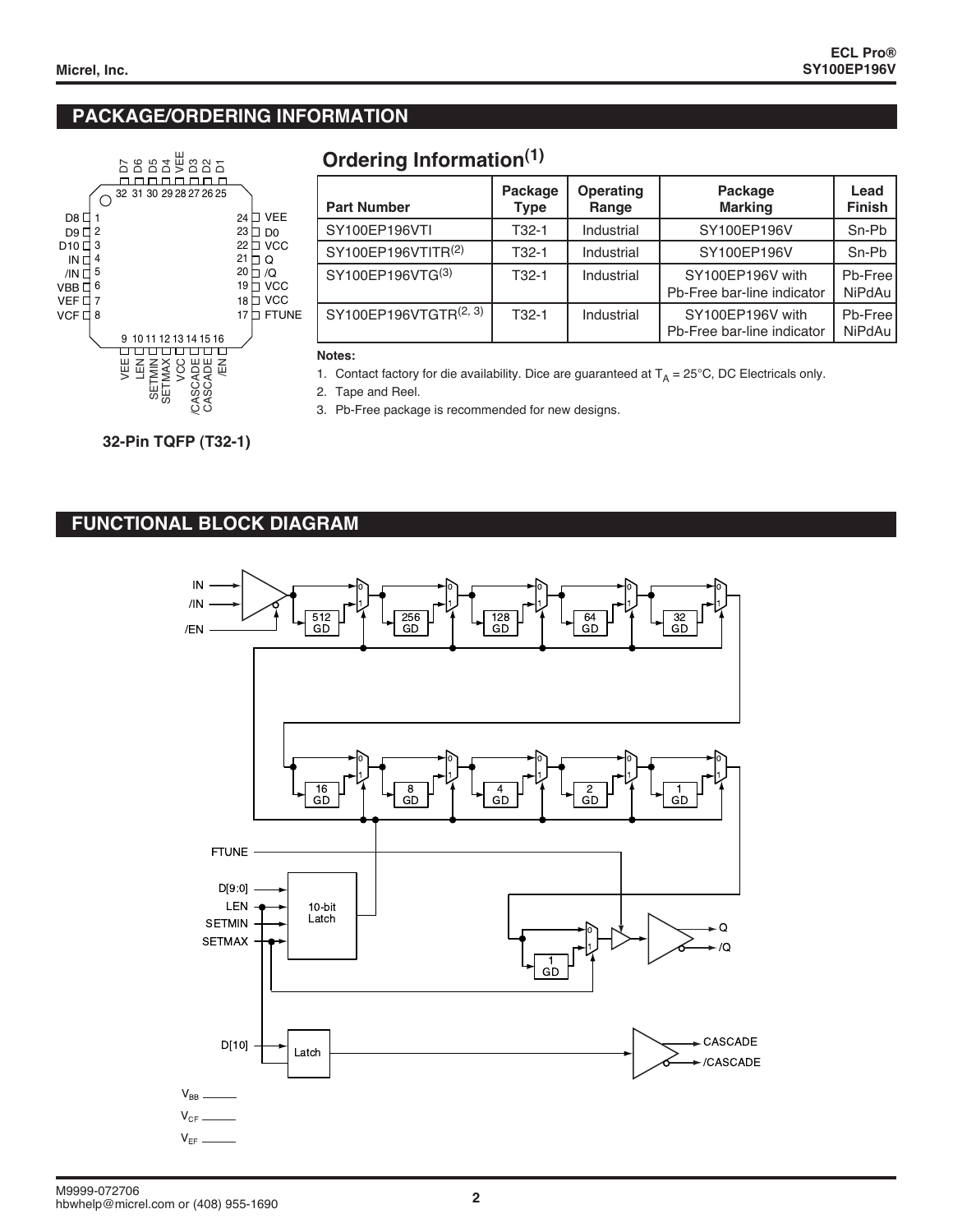## PACKAGE/ORDERING INFORMATION

D7 D6 D5 D4 VEE D3 D2 D1

32 31 30 29 28 27 26 25

D8 1
D9 2
D10 3
IN 4
/IN 5
VBB 6
VEF 7
VCF 8

24 VEE
23 D0
22 VCC
21 Q
20 /Q
19 VCC
18 VCC
17 FTUNE

9 10 11 12 13 14 15 16

VEE LEN SETMIN SETMAX VCC /CASCADE CASCADE /EN

**32-Pin TQFP (T32-1)**

### Ordering Information[(1)]

| Part Number | Package Type | Operating Range | Package Marking | Lead Finish |
|---|---|---|---|---|
| SY100EP196VTI | T32-1 | Industrial | SY100EP196V | Sn-Pb |
| SY100EP196VTITR[(2)] | T32-1 | Industrial | SY100EP196V | Sn-Pb |
| SY100EP196VTG[(3)] | T32-1 | Industrial | SY100EP196V with Pb-Free bar-line indicator | Pb-Free NiPdAu |
| SY100EP196VTGTR[(2, 3)] | T32-1 | Industrial | SY100EP196V with Pb-Free bar-line indicator | Pb-Free NiPdAu |

**Notes:**

1. Contact factory for die availability. Dice are guaranteed at $T_A$ = 25°C, DC Electricals only.
2. Tape and Reel.
3. Pb-Free package is recommended for new designs.

## FUNCTIONAL BLOCK DIAGRAM

IN
/IN
/EN

512 GD
256 GD
128 GD
64 GD
32 GD
16 GD
8 GD
4 GD
2 GD
1 GD

FTUNE
D[9:0]
LEN
SETMIN
SETMAX

10-bit Latch

1 GD

Q
/Q

D[10]

Latch

CASCADE
/CASCADE

$V_{BB}$
$V_{CF}$
$V_{EF}$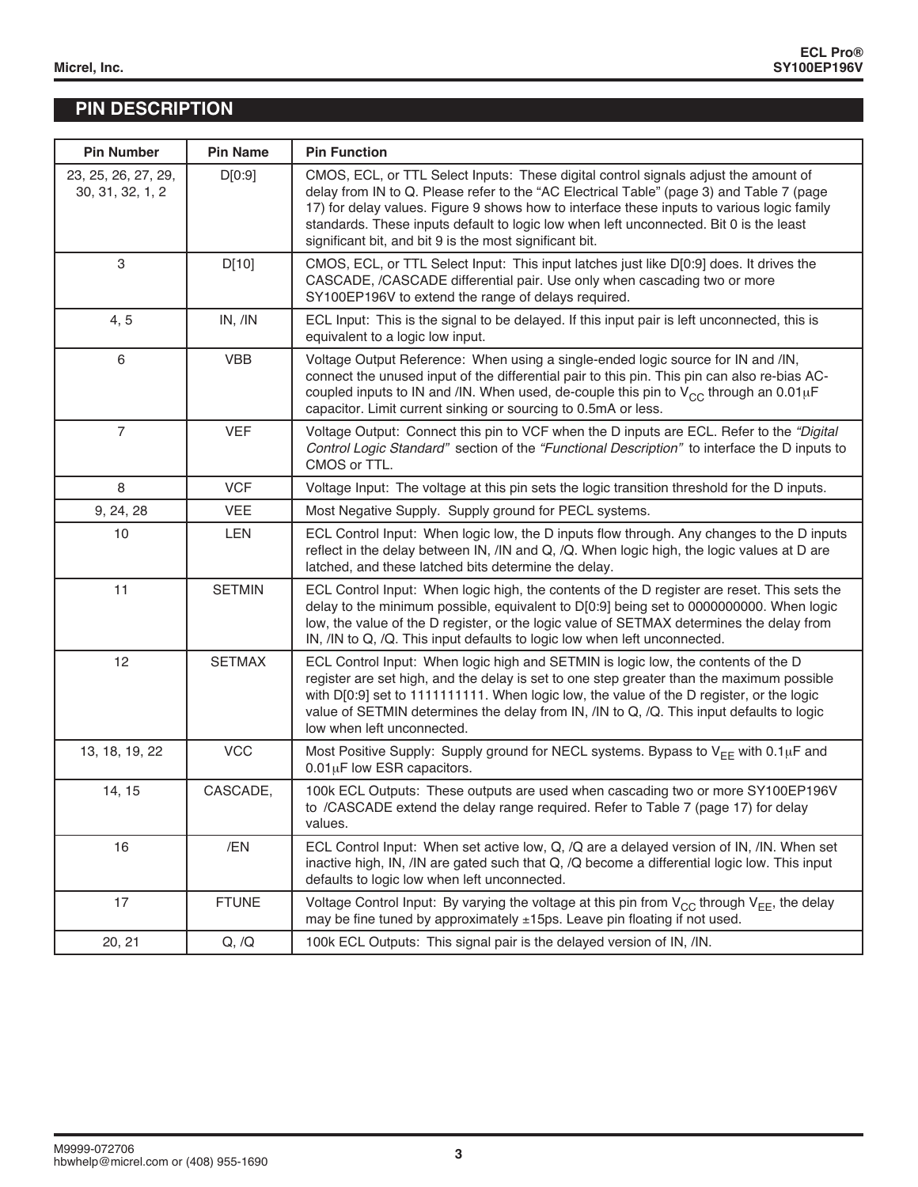## PIN DESCRIPTION

| Pin Number | Pin Name | Pin Function |
|---|---|---|
| 23, 25, 26, 27, 29, 30, 31, 32, 1, 2 | D[0:9] | CMOS, ECL, or TTL Select Inputs: These digital control signals adjust the amount of delay from IN to Q. Please refer to the "AC Electrical Table" (page 3) and Table 7 (page 17) for delay values. Figure 9 shows how to interface these inputs to various logic family standards. These inputs default to logic low when left unconnected. Bit 0 is the least significant bit, and bit 9 is the most significant bit. |
| 3 | D[10] | CMOS, ECL, or TTL Select Input: This input latches just like D[0:9] does. It drives the CASCADE, /CASCADE differential pair. Use only when cascading two or more SY100EP196V to extend the range of delays required. |
| 4, 5 | IN, /IN | ECL Input: This is the signal to be delayed. If this input pair is left unconnected, this is equivalent to a logic low input. |
| 6 | VBB | Voltage Output Reference: When using a single-ended logic source for IN and /IN, connect the unused input of the differential pair to this pin. This pin can also re-bias AC-coupled inputs to IN and /IN. When used, de-couple this pin to $V_{CC}$ through an 0.01μF capacitor. Limit current sinking or sourcing to 0.5mA or less. |
| 7 | VEF | Voltage Output: Connect this pin to VCF when the D inputs are ECL. Refer to the *"Digital Control Logic Standard"* section of the *"Functional Description"* to interface the D inputs to CMOS or TTL. |
| 8 | VCF | Voltage Input: The voltage at this pin sets the logic transition threshold for the D inputs. |
| 9, 24, 28 | VEE | Most Negative Supply. Supply ground for PECL systems. |
| 10 | LEN | ECL Control Input: When logic low, the D inputs flow through. Any changes to the D inputs reflect in the delay between IN, /IN and Q, /Q. When logic high, the logic values at D are latched, and these latched bits determine the delay. |
| 11 | SETMIN | ECL Control Input: When logic high, the contents of the D register are reset. This sets the delay to the minimum possible, equivalent to D[0:9] being set to 0000000000. When logic low, the value of the D register, or the logic value of SETMAX determines the delay from IN, /IN to Q, /Q. This input defaults to logic low when left unconnected. |
| 12 | SETMAX | ECL Control Input: When logic high and SETMIN is logic low, the contents of the D register are set high, and the delay is set to one step greater than the maximum possible with D[0:9] set to 1111111111. When logic low, the value of the D register, or the logic value of SETMIN determines the delay from IN, /IN to Q, /Q. This input defaults to logic low when left unconnected. |
| 13, 18, 19, 22 | VCC | Most Positive Supply: Supply ground for NECL systems. Bypass to $V_{EE}$ with 0.1μF and 0.01μF low ESR capacitors. |
| 14, 15 | CASCADE, | 100k ECL Outputs: These outputs are used when cascading two or more SY100EP196V to /CASCADE extend the delay range required. Refer to Table 7 (page 17) for delay values. |
| 16 | /EN | ECL Control Input: When set active low, Q, /Q are a delayed version of IN, /IN. When set inactive high, IN, /IN are gated such that Q, /Q become a differential logic low. This input defaults to logic low when left unconnected. |
| 17 | FTUNE | Voltage Control Input: By varying the voltage at this pin from $V_{CC}$ through $V_{EE}$, the delay may be fine tuned by approximately ±15ps. Leave pin floating if not used. |
| 20, 21 | Q, /Q | 100k ECL Outputs: This signal pair is the delayed version of IN, /IN. |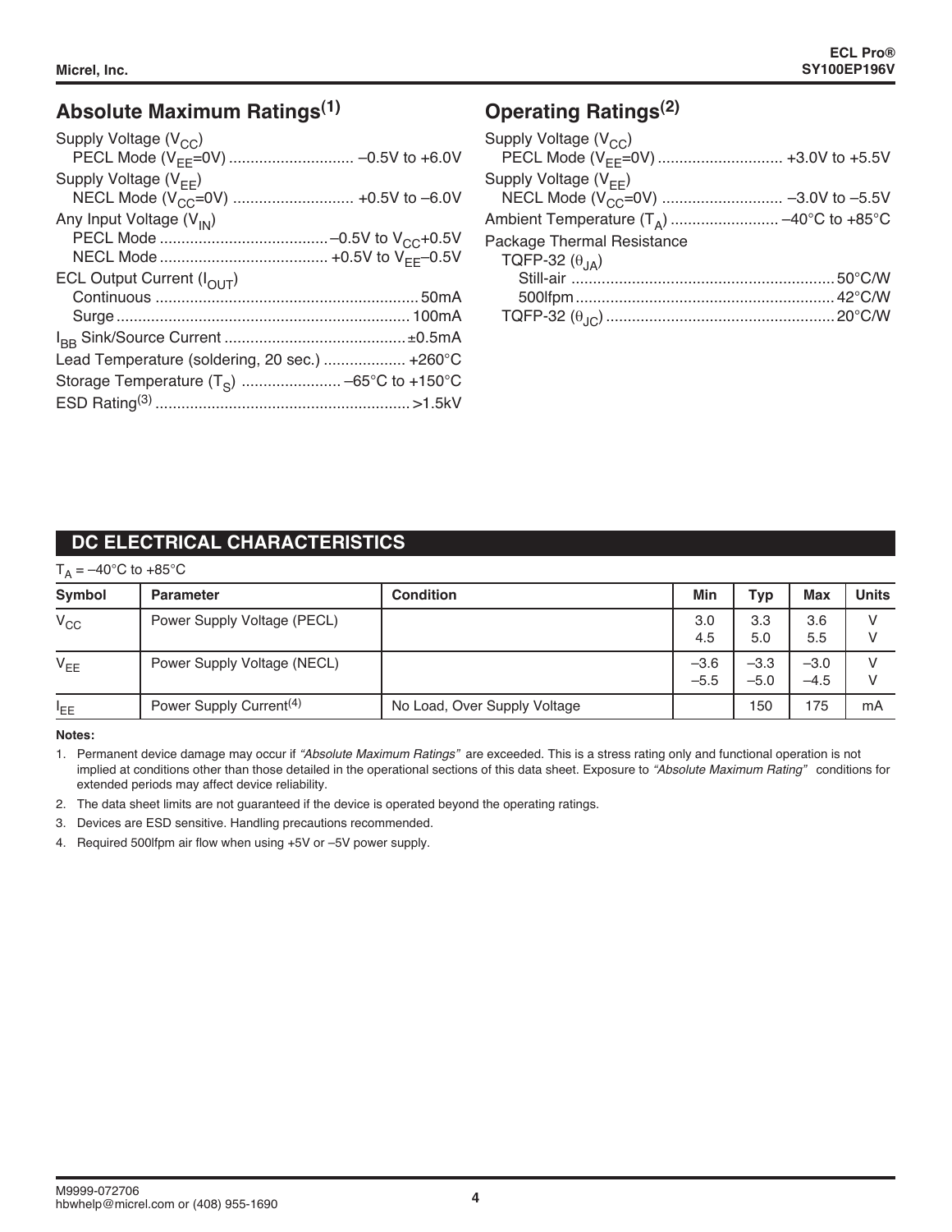## Absolute Maximum Ratings[1]

Supply Voltage ($V_{CC}$)
PECL Mode ($V_{EE}$=0V) ............................ –0.5V to +6.0V

Supply Voltage ($V_{EE}$)
NECL Mode ($V_{CC}$=0V) ........................... +0.5V to –6.0V

Any Input Voltage ($V_{IN}$)
PECL Mode ...................................... –0.5V to $V_{CC}$+0.5V
NECL Mode ...................................... +0.5V to $V_{EE}$–0.5V

ECL Output Current ($I_{OUT}$)
Continuous ............................................................ 50mA
Surge ................................................................... 100mA

$I_{BB}$ Sink/Source Current .......................................... ±0.5mA

Lead Temperature (soldering, 20 sec.) ................... +260°C

Storage Temperature ($T_S$) ...................... –65°C to +150°C

ESD Rating[3] .......................................................... >1.5kV

## Operating Ratings[2]

Supply Voltage ($V_{CC}$)
PECL Mode ($V_{EE}$=0V) ............................ +3.0V to +5.5V

Supply Voltage ($V_{EE}$)
NECL Mode ($V_{CC}$=0V) ........................... –3.0V to –5.5V

Ambient Temperature ($T_A$) ......................... –40°C to +85°C

Package Thermal Resistance
TQFP-32 ($\theta_{JA}$)
Still-air ............................................................ 50°C/W
500lfpm ........................................................... 42°C/W
TQFP-32 ($\theta_{JC}$) ..................................................... 20°C/W

## DC ELECTRICAL CHARACTERISTICS

$T_A$ = –40°C to +85°C

| Symbol | Parameter | Condition | Min | Typ | Max | Units |
|---|---|---|---|---|---|---|
| $V_{CC}$ | Power Supply Voltage (PECL) | | 3.0<br>4.5 | 3.3<br>5.0 | 3.6<br>5.5 | V<br>V |
| $V_{EE}$ | Power Supply Voltage (NECL) | | –3.6<br>–5.5 | –3.3<br>–5.0 | –3.0<br>–4.5 | V<br>V |
| $I_{EE}$ | Power Supply Current[4] | No Load, Over Supply Voltage | | 150 | 175 | mA |

**Notes:**

1. Permanent device damage may occur if *"Absolute Maximum Ratings"* are exceeded. This is a stress rating only and functional operation is not implied at conditions other than those detailed in the operational sections of this data sheet. Exposure to *"Absolute Maximum Rating"* conditions for extended periods may affect device reliability.
2. The data sheet limits are not guaranteed if the device is operated beyond the operating ratings.
3. Devices are ESD sensitive. Handling precautions recommended.
4. Required 500lfpm air flow when using +5V or –5V power supply.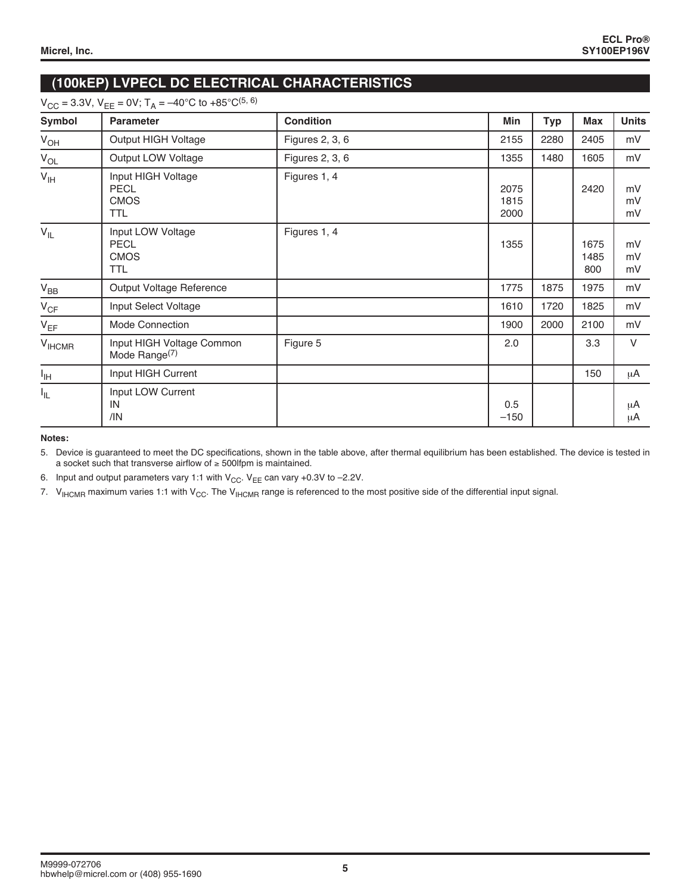## (100kEP) LVPECL DC ELECTRICAL CHARACTERISTICS

$V_{CC}$ = 3.3V, $V_{EE}$ = 0V; $T_A$ = –40°C to +85°C[5, 6]

| Symbol | Parameter | Condition | Min | Typ | Max | Units |
|---|---|---|---|---|---|---|
| $V_{OH}$ | Output HIGH Voltage | Figures 2, 3, 6 | 2155 | 2280 | 2405 | mV |
| $V_{OL}$ | Output LOW Voltage | Figures 2, 3, 6 | 1355 | 1480 | 1605 | mV |
| $V_{IH}$ | Input HIGH Voltage<br>PECL<br>CMOS<br>TTL | Figures 1, 4 | <br>2075<br>1815<br>2000 | | <br>2420 | <br>mV<br>mV<br>mV |
| $V_{IL}$ | Input LOW Voltage<br>PECL<br>CMOS<br>TTL | Figures 1, 4 | <br>1355 | | <br>1675<br>1485<br>800 | <br>mV<br>mV<br>mV |
| $V_{BB}$ | Output Voltage Reference | | 1775 | 1875 | 1975 | mV |
| $V_{CF}$ | Input Select Voltage | | 1610 | 1720 | 1825 | mV |
| $V_{EF}$ | Mode Connection | | 1900 | 2000 | 2100 | mV |
| $V_{IHCMR}$ | Input HIGH Voltage Common Mode Range[7] | Figure 5 | 2.0 | | 3.3 | V |
| $I_{IH}$ | Input HIGH Current | | | | 150 | μA |
| $I_{IL}$ | Input LOW Current<br>IN<br>/IN | | <br>0.5<br>–150 | | | <br>μA<br>μA |

**Notes:**

5. Device is guaranteed to meet the DC specifications, shown in the table above, after thermal equilibrium has been established. The device is tested in a socket such that transverse airflow of ≥ 500lfpm is maintained.

6. Input and output parameters vary 1:1 with $V_{CC}$. $V_{EE}$ can vary +0.3V to –2.2V.

7. $V_{IHCMR}$ maximum varies 1:1 with $V_{CC}$. The $V_{IHCMR}$ range is referenced to the most positive side of the differential input signal.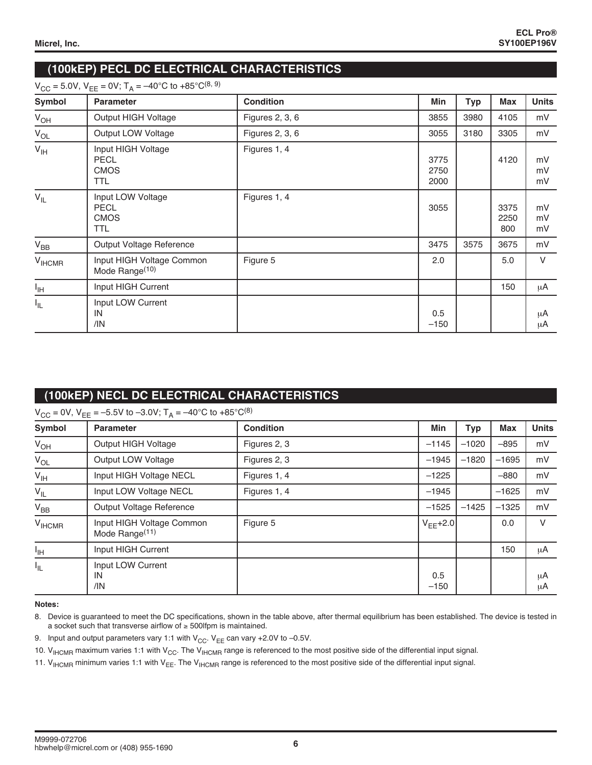## (100kEP) PECL DC ELECTRICAL CHARACTERISTICS

$V_{CC}$ = 5.0V, $V_{EE}$ = 0V; $T_A$ = –40°C to +85°C[8, 9]

| Symbol | Parameter | Condition | Min | Typ | Max | Units |
|---|---|---|---|---|---|---|
| $V_{OH}$ | Output HIGH Voltage | Figures 2, 3, 6 | 3855 | 3980 | 4105 | mV |
| $V_{OL}$ | Output LOW Voltage | Figures 2, 3, 6 | 3055 | 3180 | 3305 | mV |
| $V_{IH}$ | Input HIGH Voltage<br>PECL<br>CMOS<br>TTL | Figures 1, 4 | <br>3775<br>2750<br>2000 | | <br>4120 | <br>mV<br>mV<br>mV |
| $V_{IL}$ | Input LOW Voltage<br>PECL<br>CMOS<br>TTL | Figures 1, 4 | <br>3055 | | <br>3375<br>2250<br>800 | <br>mV<br>mV<br>mV |
| $V_{BB}$ | Output Voltage Reference | | 3475 | 3575 | 3675 | mV |
| $V_{IHCMR}$ | Input HIGH Voltage Common Mode Range[10] | Figure 5 | 2.0 | | 5.0 | V |
| $I_{IH}$ | Input HIGH Current | | | | 150 | µA |
| $I_{IL}$ | Input LOW Current<br>IN<br>/IN | | <br>0.5<br>–150 | | | <br>µA<br>µA |

## (100kEP) NECL DC ELECTRICAL CHARACTERISTICS

$V_{CC}$ = 0V, $V_{EE}$ = –5.5V to –3.0V; $T_A$ = –40°C to +85°C[8]

| Symbol | Parameter | Condition | Min | Typ | Max | Units |
|---|---|---|---|---|---|---|
| $V_{OH}$ | Output HIGH Voltage | Figures 2, 3 | –1145 | –1020 | –895 | mV |
| $V_{OL}$ | Output LOW Voltage | Figures 2, 3 | –1945 | –1820 | –1695 | mV |
| $V_{IH}$ | Input HIGH Voltage NECL | Figures 1, 4 | –1225 | | –880 | mV |
| $V_{IL}$ | Input LOW Voltage NECL | Figures 1, 4 | –1945 | | –1625 | mV |
| $V_{BB}$ | Output Voltage Reference | | –1525 | –1425 | –1325 | mV |
| $V_{IHCMR}$ | Input HIGH Voltage Common Mode Range[11] | Figure 5 | $V_{EE}$+2.0 | | 0.0 | V |
| $I_{IH}$ | Input HIGH Current | | | | 150 | µA |
| $I_{IL}$ | Input LOW Current<br>IN<br>/IN | | <br>0.5<br>–150 | | | <br>µA<br>µA |

**Notes:**

8. Device is guaranteed to meet the DC specifications, shown in the table above, after thermal equilibrium has been established. The device is tested in a socket such that transverse airflow of ≥ 500lfpm is maintained.
9. Input and output parameters vary 1:1 with $V_{CC}$. $V_{EE}$ can vary +2.0V to –0.5V.
10. $V_{IHCMR}$ maximum varies 1:1 with $V_{CC}$. The $V_{IHCMR}$ range is referenced to the most positive side of the differential input signal.
11. $V_{IHCMR}$ minimum varies 1:1 with $V_{EE}$. The $V_{IHCMR}$ range is referenced to the most positive side of the differential input signal.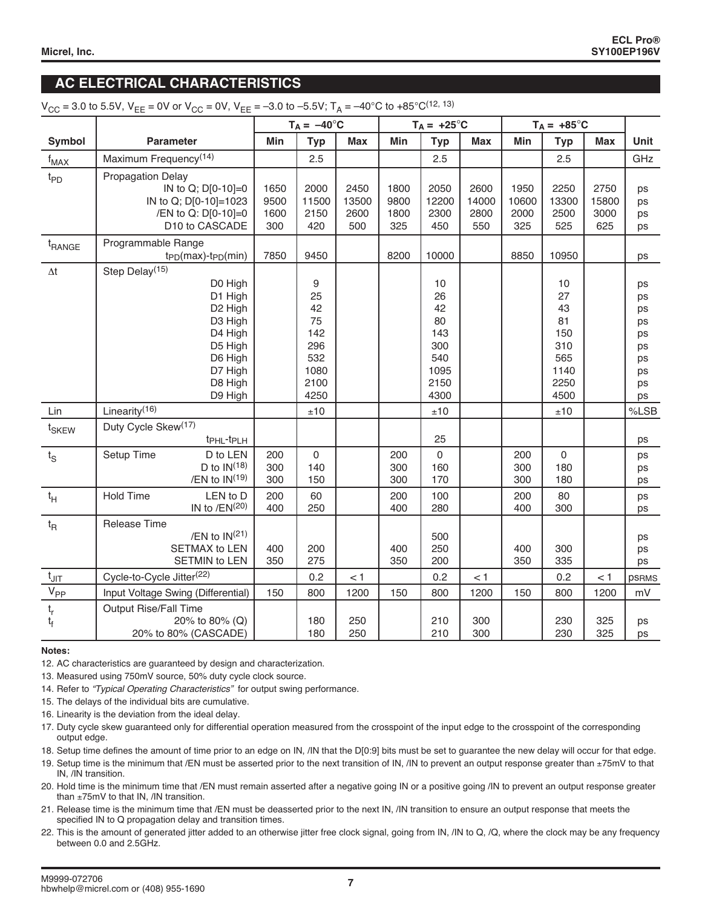## AC ELECTRICAL CHARACTERISTICS

$V_{CC}$ = 3.0 to 5.5V, $V_{EE}$ = 0V or $V_{CC}$ = 0V, $V_{EE}$ = –3.0 to –5.5V; $T_A$ = –40°C to +85°C[12, 13]

| | | $T_A$ = –40°C | | | $T_A$ = +25°C | | | $T_A$ = +85°C | | | |
|---|---|---|---|---|---|---|---|---|---|---|---|
| **Symbol** | **Parameter** | **Min** | **Typ** | **Max** | **Min** | **Typ** | **Max** | **Min** | **Typ** | **Max** | **Unit** |
| $f_{MAX}$ | Maximum Frequency[14] | | 2.5 | | | 2.5 | | | 2.5 | | GHz |
| $t_{PD}$ | Propagation Delay | | | | | | | | | | |
| | IN to Q; D[0-10]=0 | 1650 | 2000 | 2450 | 1800 | 2050 | 2600 | 1950 | 2250 | 2750 | ps |
| | IN to Q; D[0-10]=1023 | 9500 | 11500 | 13500 | 9800 | 12200 | 14000 | 10600 | 13300 | 15800 | ps |
| | /EN to Q: D[0-10]=0 | 1600 | 2150 | 2600 | 1800 | 2300 | 2800 | 2000 | 2500 | 3000 | ps |
| | D10 to CASCADE | 300 | 420 | 500 | 325 | 450 | 550 | 325 | 525 | 625 | ps |
| $t_{RANGE}$ | Programmable Range $t_{PD}(max)-t_{PD}(min)$ | 7850 | 9450 | | 8200 | 10000 | | 8850 | 10950 | | ps |
| Δt | Step Delay[15] | | | | | | | | | | |
| | D0 High | | 9 | | | 10 | | | 10 | | ps |
| | D1 High | | 25 | | | 26 | | | 27 | | ps |
| | D2 High | | 42 | | | 42 | | | 43 | | ps |
| | D3 High | | 75 | | | 80 | | | 81 | | ps |
| | D4 High | | 142 | | | 143 | | | 150 | | ps |
| | D5 High | | 296 | | | 300 | | | 310 | | ps |
| | D6 High | | 532 | | | 540 | | | 565 | | ps |
| | D7 High | | 1080 | | | 1095 | | | 1140 | | ps |
| | D8 High | | 2100 | | | 2150 | | | 2250 | | ps |
| | D9 High | | 4250 | | | 4300 | | | 4500 | | ps |
| Lin | Linearity[16] | | ±10 | | | ±10 | | | ±10 | | %LSB |
| $t_{SKEW}$ | Duty Cycle Skew[17] $t_{PHL}-t_{PLH}$ | | | | | 25 | | | | | ps |
| $t_S$ | Setup Time D to LEN | 200 | 0 | | 200 | 0 | | 200 | 0 | | ps |
| | D to IN[18] | 300 | 140 | | 300 | 160 | | 300 | 180 | | ps |
| | /EN to IN[19] | 300 | 150 | | 300 | 170 | | 300 | 180 | | ps |
| $t_H$ | Hold Time LEN to D | 200 | 60 | | 200 | 100 | | 200 | 80 | | ps |
| | IN to /EN[20] | 400 | 250 | | 400 | 280 | | 400 | 300 | | ps |
| $t_R$ | Release Time | | | | | | | | | | |
| | /EN to IN[21] | | | | | 500 | | | | | ps |
| | SETMAX to LEN | 400 | 200 | | 400 | 250 | | 400 | 300 | | ps |
| | SETMIN to LEN | 350 | 275 | | 350 | 200 | | 350 | 335 | | ps |
| $t_{JIT}$ | Cycle-to-Cycle Jitter[22] | | 0.2 | < 1 | | 0.2 | < 1 | | 0.2 | < 1 | psRMS |
| $V_{PP}$ | Input Voltage Swing (Differential) | 150 | 800 | 1200 | 150 | 800 | 1200 | 150 | 800 | 1200 | mV |
| $t_r$ $t_f$ | Output Rise/Fall Time | | | | | | | | | | |
| | 20% to 80% (Q) | | 180 | 250 | | 210 | 300 | | 230 | 325 | ps |
| | 20% to 80% (CASCADE) | | 180 | 250 | | 210 | 300 | | 230 | 325 | ps |

**Notes:**

12. AC characteristics are guaranteed by design and characterization.
13. Measured using 750mV source, 50% duty cycle clock source.
14. Refer to *"Typical Operating Characteristics"* for output swing performance.
15. The delays of the individual bits are cumulative.
16. Linearity is the deviation from the ideal delay.
17. Duty cycle skew guaranteed only for differential operation measured from the crosspoint of the input edge to the crosspoint of the corresponding output edge.
18. Setup time defines the amount of time prior to an edge on IN, /IN that the D[0:9] bits must be set to guarantee the new delay will occur for that edge.
19. Setup time is the minimum that /EN must be asserted prior to the next transition of IN, /IN to prevent an output response greater than ±75mV to that IN, /IN transition.
20. Hold time is the minimum time that /EN must remain asserted after a negative going IN or a positive going /IN to prevent an output response greater than ±75mV to that IN, /IN transition.
21. Release time is the minimum time that /EN must be deasserted prior to the next IN, /IN transition to ensure an output response that meets the specified IN to Q propagation delay and transition times.
22. This is the amount of generated jitter added to an otherwise jitter free clock signal, going from IN, /IN to Q, /Q, where the clock may be any frequency between 0.0 and 2.5GHz.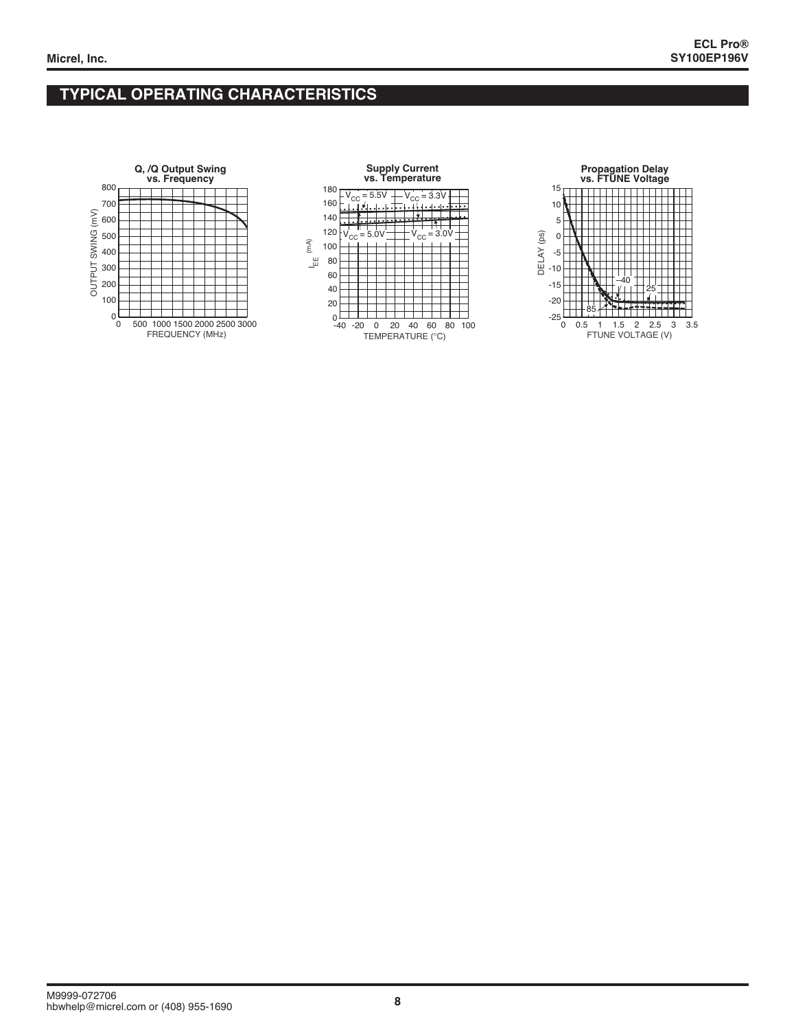## TYPICAL OPERATING CHARACTERISTICS

**Q, /Q Output Swing vs. Frequency**

OUTPUT SWING (mV)

800
700
600
500
400
300
200
100
0

0 500 1000 1500 2000 2500 3000

FREQUENCY (MHz)

**Supply Current vs. Temperature**

$I_{EE}$ (mA)

180
160
140
120
100
80
60
40
20
0

-40 -20 0 20 40 60 80 100

TEMPERATURE (°C)

$V_{CC}$ = 5.5V

$V_{CC}$ = 3.3V

$V_{CC}$ = 5.0V

$V_{CC}$ = 3.0V

**Propagation Delay vs. FTUNE Voltage**

DELAY (ps)

15
10
5
0
-5
-10
-15
-20
-25

0 0.5 1 1.5 2 2.5 3 3.5

FTUNE VOLTAGE (V)

–40

25

85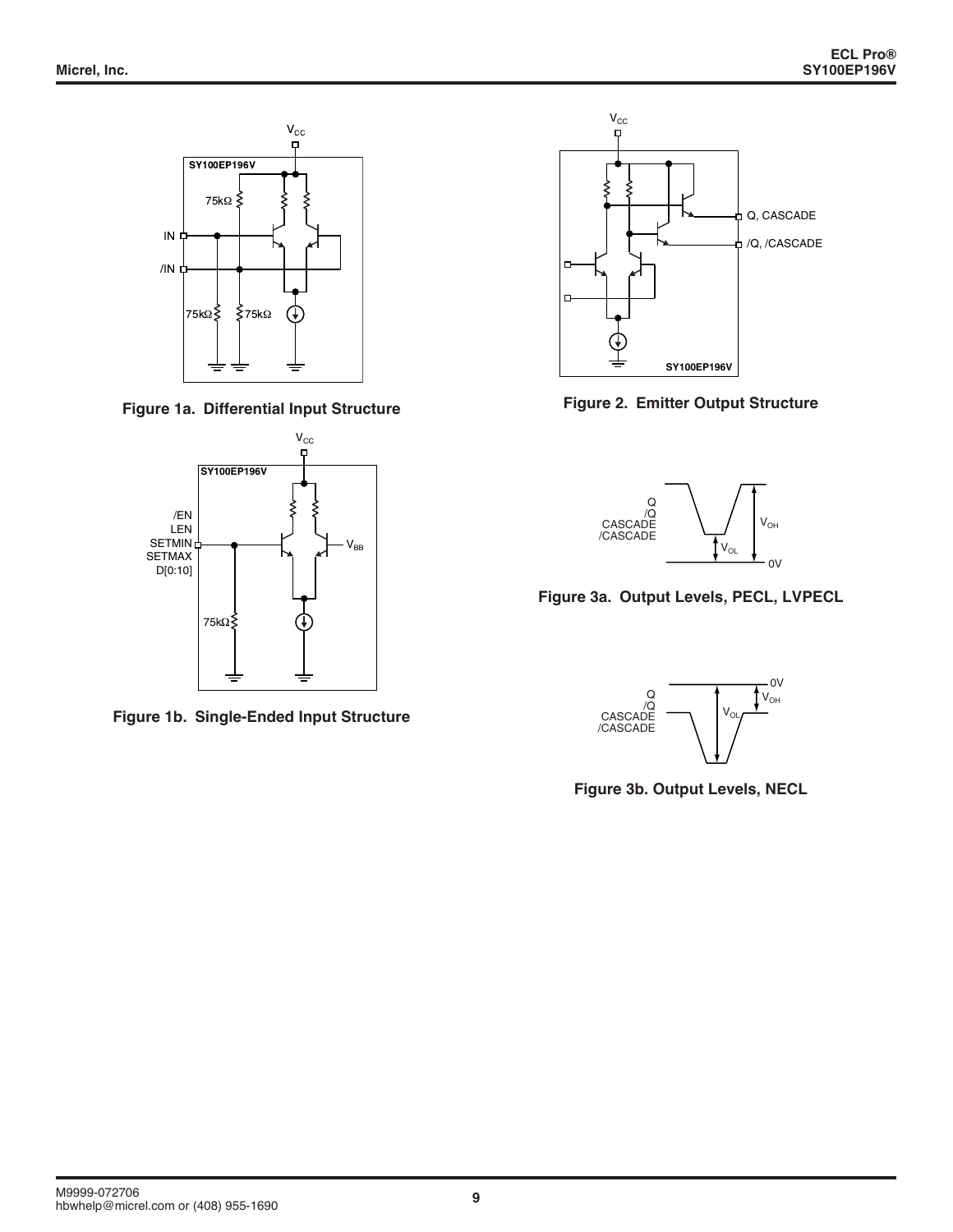$V_{CC}$

SY100EP196V

75kΩ

IN

/IN

75kΩ

75kΩ

**Figure 1a. Differential Input Structure**

$V_{CC}$

SY100EP196V

/EN
LEN
SETMIN
SETMAX
D[0:10]

$V_{BB}$

75kΩ

**Figure 1b. Single-Ended Input Structure**

$V_{CC}$

Q, CASCADE

/Q, /CASCADE

SY100EP196V

**Figure 2. Emitter Output Structure**

Q
/Q
CASCADE
/CASCADE

$V_{OH}$

$V_{OL}$

0V

**Figure 3a. Output Levels, PECL, LVPECL**

0V

$V_{OH}$

Q
/Q
CASCADE
/CASCADE

$V_{OL}$

**Figure 3b. Output Levels, NECL**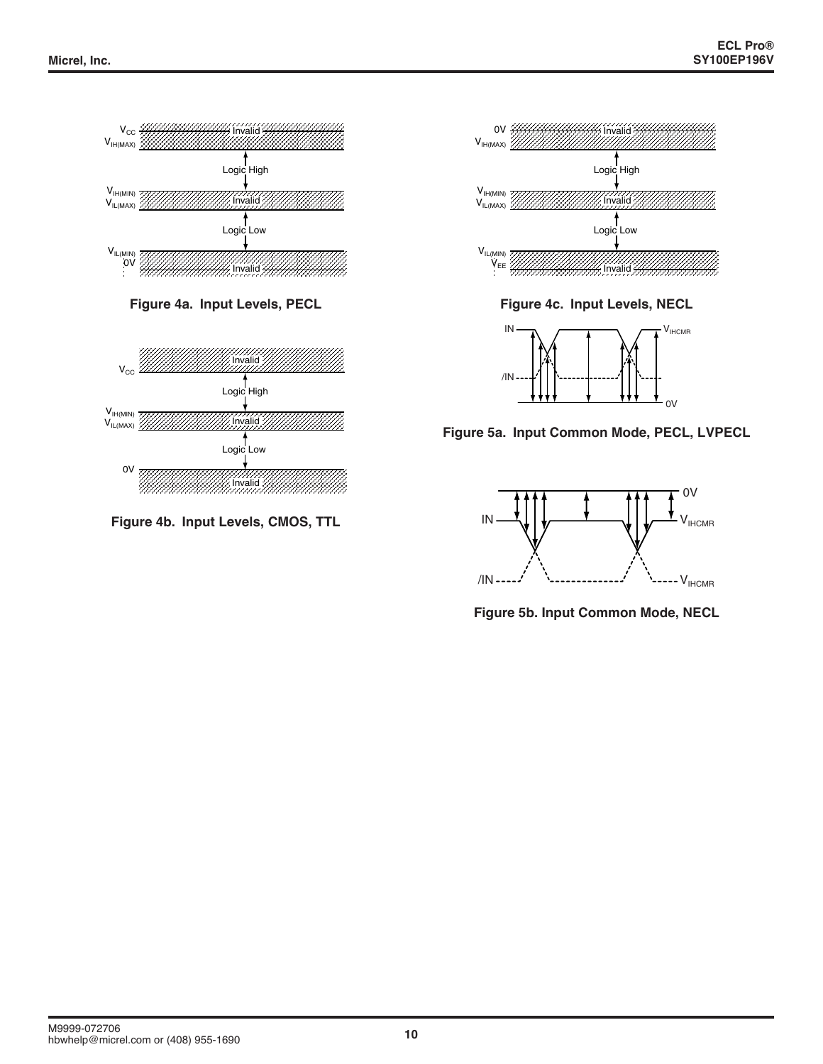$V_{CC}$
Invalid
$V_{IH(MAX)}$
Logic High
$V_{IH(MIN)}$
$V_{IL(MAX)}$
Invalid
Logic Low
$V_{IL(MIN)}$
0V
Invalid

**Figure 4a. Input Levels, PECL**

Invalid
$V_{CC}$
Logic High
$V_{IH(MIN)}$
$V_{IL(MAX)}$
Invalid
Logic Low
0V
Invalid

**Figure 4b. Input Levels, CMOS, TTL**

0V
Invalid
$V_{IH(MAX)}$
Logic High
$V_{IH(MIN)}$
$V_{IL(MAX)}$
Invalid
Logic Low
$V_{IL(MIN)}$
$V_{EE}$
Invalid

**Figure 4c. Input Levels, NECL**

IN
$V_{IHCMR}$
/IN
0V

**Figure 5a. Input Common Mode, PECL, LVPECL**

0V
IN
$V_{IHCMR}$
/IN
$V_{IHCMR}$

**Figure 5b. Input Common Mode, NECL**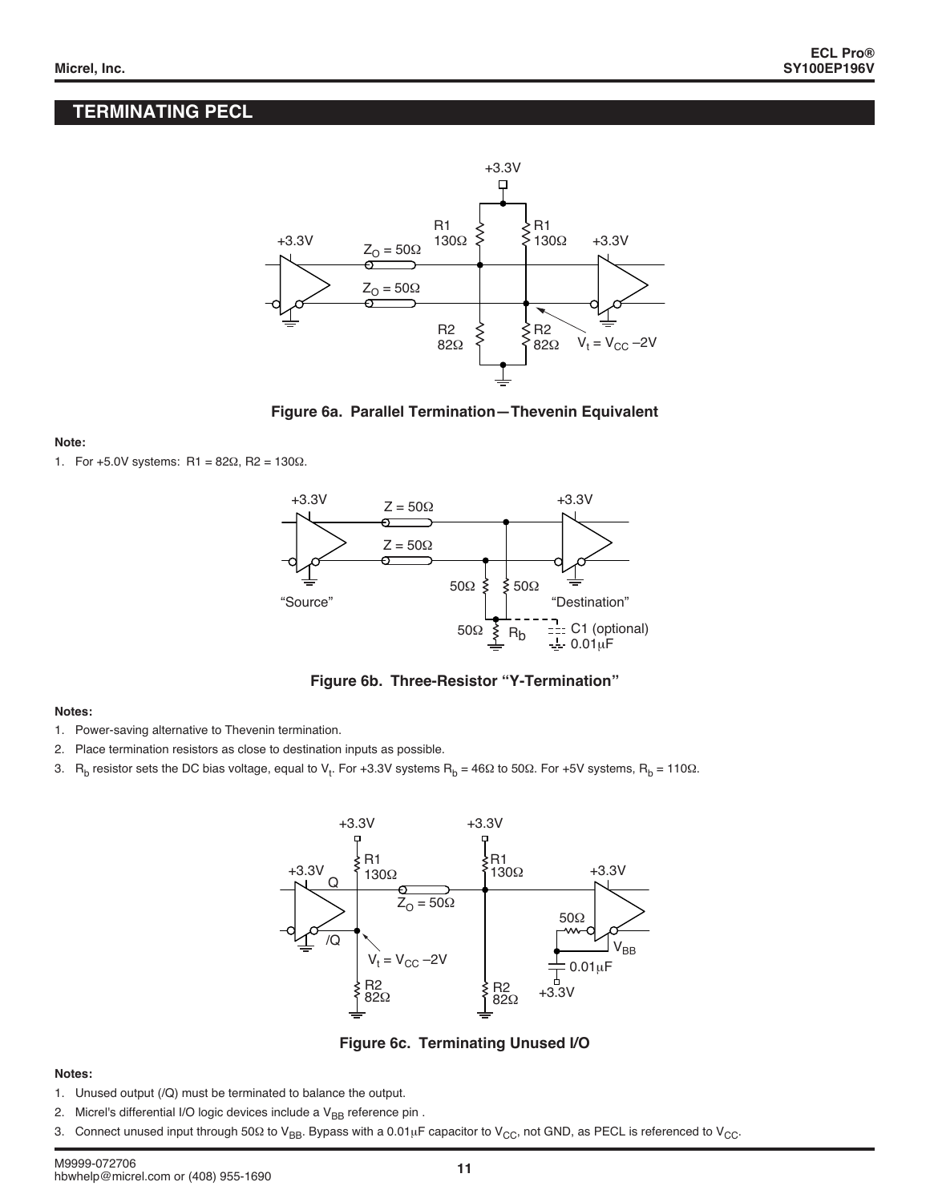## TERMINATING PECL

+3.3V

R1
130Ω

R1
130Ω

+3.3V

$Z_O = 50\Omega$

+3.3V

$Z_O = 50\Omega$

R2
82Ω

R2
82Ω

$V_t = V_{CC} - 2V$

**Figure 6a. Parallel Termination—Thevenin Equivalent**

**Note:**

1. For +5.0V systems: R1 = 82Ω, R2 = 130Ω.

+3.3V

Z = 50Ω

+3.3V

Z = 50Ω

50Ω

50Ω

"Source"

"Destination"

50Ω

$R_b$

C1 (optional)
0.01μF

**Figure 6b. Three-Resistor "Y-Termination"**

**Notes:**

1. Power-saving alternative to Thevenin termination.
2. Place termination resistors as close to destination inputs as possible.
3. $R_b$ resistor sets the DC bias voltage, equal to $V_t$. For +3.3V systems $R_b$ = 46Ω to 50Ω. For +5V systems, $R_b$ = 110Ω.

+3.3V

+3.3V

R1
130Ω

R1
130Ω

+3.3V

Q

+3.3V

$Z_O = 50\Omega$

50Ω

/Q

$V_{BB}$

$V_t = V_{CC} - 2V$

0.01μF

R2
82Ω

R2
82Ω

+3.3V

**Figure 6c. Terminating Unused I/O**

**Notes:**

1. Unused output (/Q) must be terminated to balance the output.
2. Micrel's differential I/O logic devices include a $V_{BB}$ reference pin .
3. Connect unused input through 50Ω to $V_{BB}$. Bypass with a 0.01μF capacitor to $V_{CC}$, not GND, as PECL is referenced to $V_{CC}$.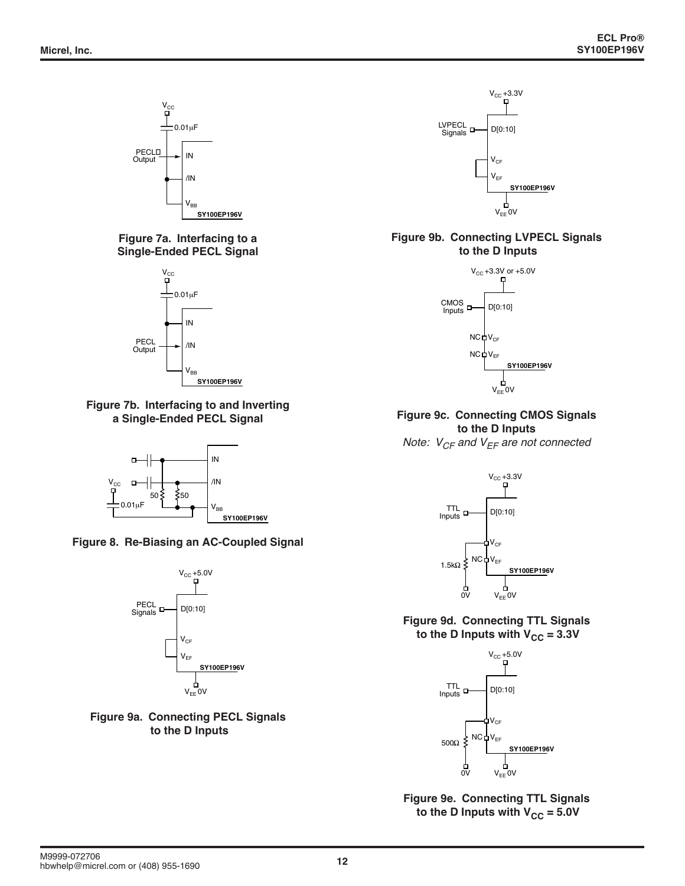$V_{CC}$

0.01μF

PECL Output

IN

/IN

$V_{BB}$

SY100EP196V

**Figure 7a. Interfacing to a Single-Ended PECL Signal**

$V_{CC}$

0.01μF

IN

PECL Output

/IN

$V_{BB}$

SY100EP196V

**Figure 7b. Interfacing to and Inverting a Single-Ended PECL Signal**

IN

$V_{CC}$

/IN

50

50

0.01μF

$V_{BB}$

SY100EP196V

**Figure 8. Re-Biasing an AC-Coupled Signal**

$V_{CC}$ +5.0V

PECL Signals

D[0:10]

$V_{CF}$

$V_{EF}$

SY100EP196V

$V_{EE}$ 0V

**Figure 9a. Connecting PECL Signals to the D Inputs**

$V_{CC}$ +3.3V

LVPECL Signals

D[0:10]

$V_{CF}$

$V_{EF}$

SY100EP196V

$V_{EE}$ 0V

**Figure 9b. Connecting LVPECL Signals to the D Inputs**

$V_{CC}$ +3.3V or +5.0V

CMOS Inputs

D[0:10]

NC $V_{CF}$

NC $V_{EF}$

SY100EP196V

$V_{EE}$ 0V

**Figure 9c. Connecting CMOS Signals to the D Inputs**

*Note: $V_{CF}$ and $V_{EF}$ are not connected*

$V_{CC}$ +3.3V

TTL Inputs

D[0:10]

$V_{CF}$

1.5kΩ

NC $V_{EF}$

SY100EP196V

0V

$V_{EE}$ 0V

**Figure 9d. Connecting TTL Signals to the D Inputs with $V_{CC}$ = 3.3V**

$V_{CC}$ +5.0V

TTL Inputs

D[0:10]

$V_{CF}$

500Ω

NC $V_{EF}$

SY100EP196V

0V

$V_{EE}$ 0V

**Figure 9e. Connecting TTL Signals to the D Inputs with $V_{CC}$ = 5.0V**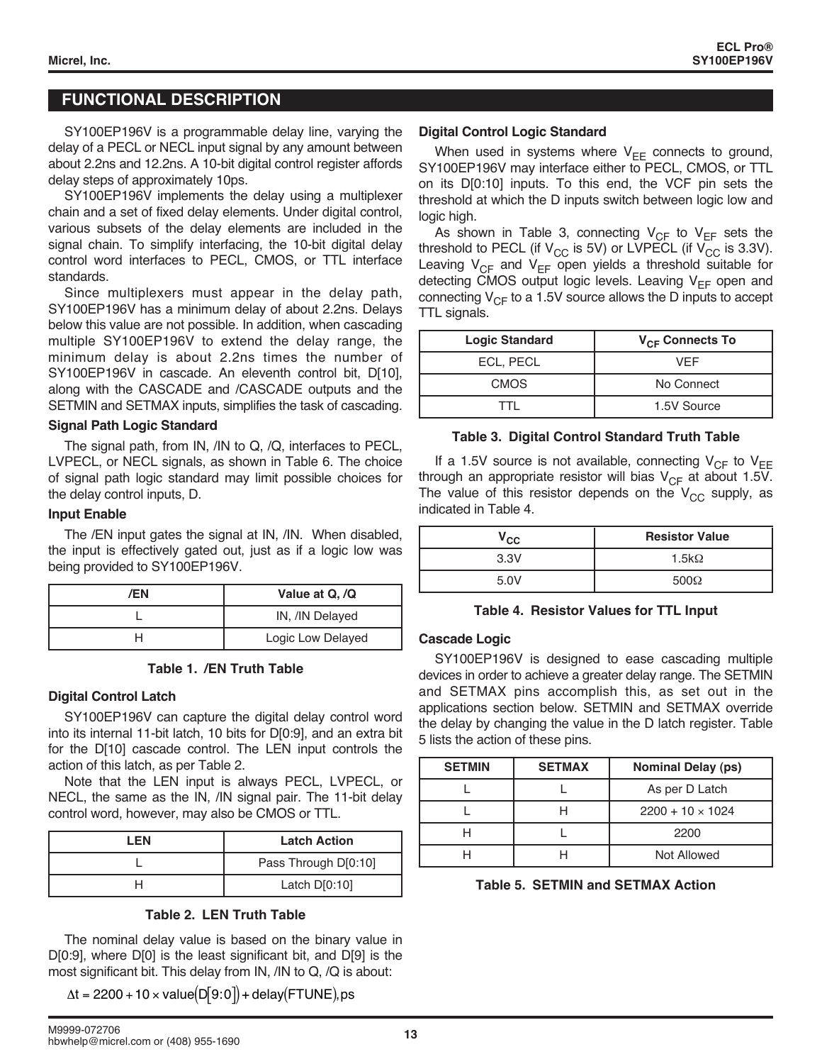## FUNCTIONAL DESCRIPTION

SY100EP196V is a programmable delay line, varying the delay of a PECL or NECL input signal by any amount between about 2.2ns and 12.2ns. A 10-bit digital control register affords delay steps of approximately 10ps.

SY100EP196V implements the delay using a multiplexer chain and a set of fixed delay elements. Under digital control, various subsets of the delay elements are included in the signal chain. To simplify interfacing, the 10-bit digital delay control word interfaces to PECL, CMOS, or TTL interface standards.

Since multiplexers must appear in the delay path, SY100EP196V has a minimum delay of about 2.2ns. Delays below this value are not possible. In addition, when cascading multiple SY100EP196V to extend the delay range, the minimum delay is about 2.2ns times the number of SY100EP196V in cascade. An eleventh control bit, D[10], along with the CASCADE and /CASCADE outputs and the SETMIN and SETMAX inputs, simplifies the task of cascading.

### Signal Path Logic Standard

The signal path, from IN, /IN to Q, /Q, interfaces to PECL, LVPECL, or NECL signals, as shown in Table 6. The choice of signal path logic standard may limit possible choices for the delay control inputs, D.

### Input Enable

The /EN input gates the signal at IN, /IN. When disabled, the input is effectively gated out, just as if a logic low was being provided to SY100EP196V.

| /EN | Value at Q, /Q |
|---|---|
| L | IN, /IN Delayed |
| H | Logic Low Delayed |

**Table 1. /EN Truth Table**

### Digital Control Latch

SY100EP196V can capture the digital delay control word into its internal 11-bit latch, 10 bits for D[0:9], and an extra bit for the D[10] cascade control. The LEN input controls the action of this latch, as per Table 2.

Note that the LEN input is always PECL, LVPECL, or NECL, the same as the IN, /IN signal pair. The 11-bit delay control word, however, may also be CMOS or TTL.

| LEN | Latch Action |
|---|---|
| L | Pass Through D[0:10] |
| H | Latch D[0:10] |

**Table 2. LEN Truth Table**

The nominal delay value is based on the binary value in D[0:9], where D[0] is the least significant bit, and D[9] is the most significant bit. This delay from IN, /IN to Q, /Q is about:

$$\Delta t = 2200 + 10 \times \text{value}(D[9:0]) + \text{delay}(\text{FTUNE}), \text{ps}$$

### Digital Control Logic Standard

When used in systems where $V_{EE}$ connects to ground, SY100EP196V may interface either to PECL, CMOS, or TTL on its D[0:10] inputs. To this end, the VCF pin sets the threshold at which the D inputs switch between logic low and logic high.

As shown in Table 3, connecting $V_{CF}$ to $V_{EF}$ sets the threshold to PECL (if $V_{CC}$ is 5V) or LVPECL (if $V_{CC}$ is 3.3V). Leaving $V_{CF}$ and $V_{EF}$ open yields a threshold suitable for detecting CMOS output logic levels. Leaving $V_{EF}$ open and connecting $V_{CF}$ to a 1.5V source allows the D inputs to accept TTL signals.

| Logic Standard | $V_{CF}$ Connects To |
|---|---|
| ECL, PECL | VEF |
| CMOS | No Connect |
| TTL | 1.5V Source |

**Table 3. Digital Control Standard Truth Table**

If a 1.5V source is not available, connecting $V_{CF}$ to $V_{EE}$ through an appropriate resistor will bias $V_{CF}$ at about 1.5V. The value of this resistor depends on the $V_{CC}$ supply, as indicated in Table 4.

| $V_{CC}$ | Resistor Value |
|---|---|
| 3.3V | 1.5kΩ |
| 5.0V | 500Ω |

**Table 4. Resistor Values for TTL Input**

### Cascade Logic

SY100EP196V is designed to ease cascading multiple devices in order to achieve a greater delay range. The SETMIN and SETMAX pins accomplish this, as set out in the applications section below. SETMIN and SETMAX override the delay by changing the value in the D latch register. Table 5 lists the action of these pins.

| SETMIN | SETMAX | Nominal Delay (ps) |
|---|---|---|
| L | L | As per D Latch |
| L | H | $2200 + 10 \times 1024$ |
| H | L | 2200 |
| H | H | Not Allowed |

**Table 5. SETMIN and SETMAX Action**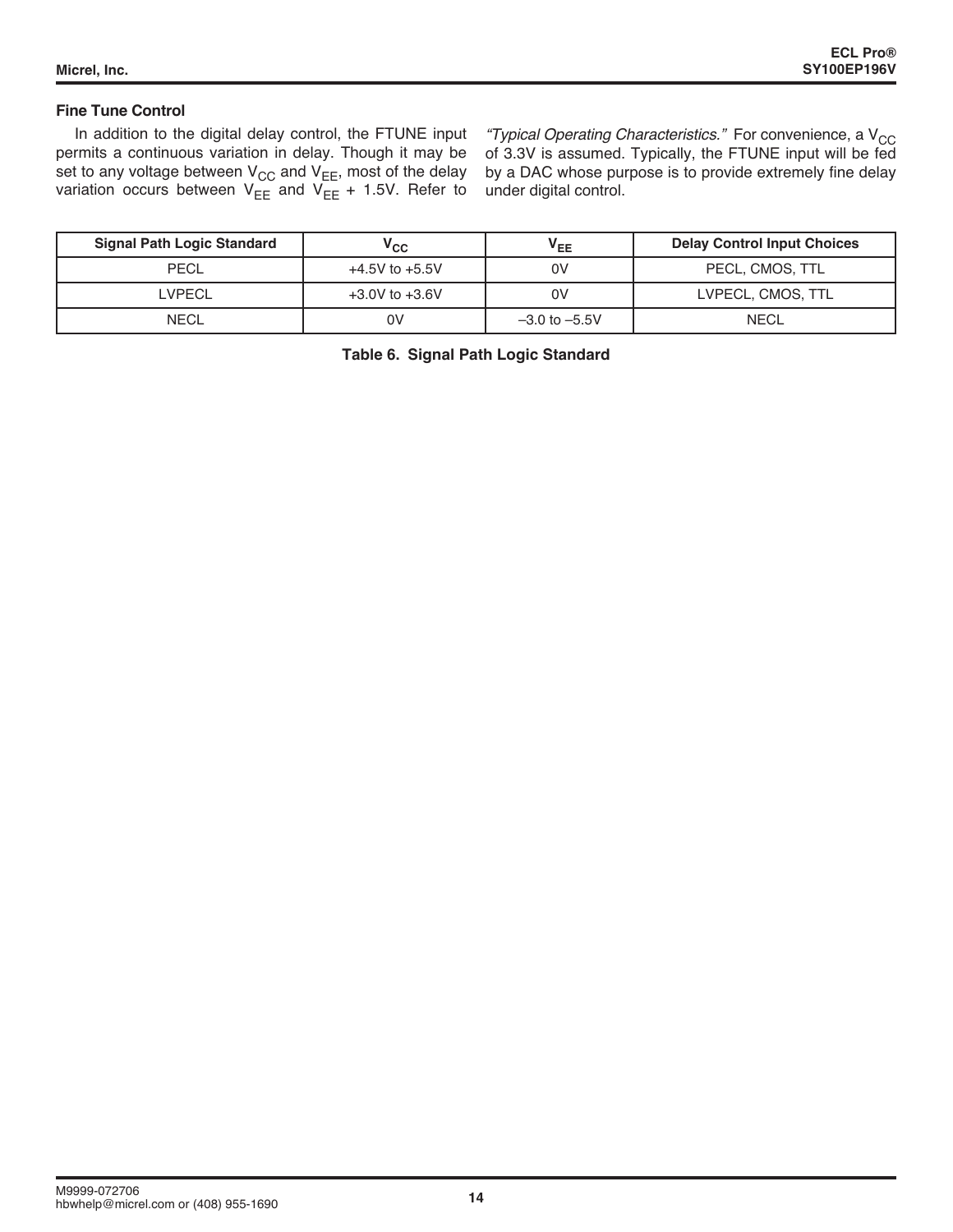### Fine Tune Control

In addition to the digital delay control, the FTUNE input permits a continuous variation in delay. Though it may be set to any voltage between $V_{CC}$ and $V_{EE}$, most of the delay variation occurs between $V_{EE}$ and $V_{EE}$ + 1.5V. Refer to *"Typical Operating Characteristics."* For convenience, a $V_{CC}$ of 3.3V is assumed. Typically, the FTUNE input will be fed by a DAC whose purpose is to provide extremely fine delay under digital control.

| Signal Path Logic Standard | $V_{CC}$ | $V_{EE}$ | Delay Control Input Choices |
|---|---|---|---|
| PECL | +4.5V to +5.5V | 0V | PECL, CMOS, TTL |
| LVPECL | +3.0V to +3.6V | 0V | LVPECL, CMOS, TTL |
| NECL | 0V | –3.0 to –5.5V | NECL |

**Table 6. Signal Path Logic Standard**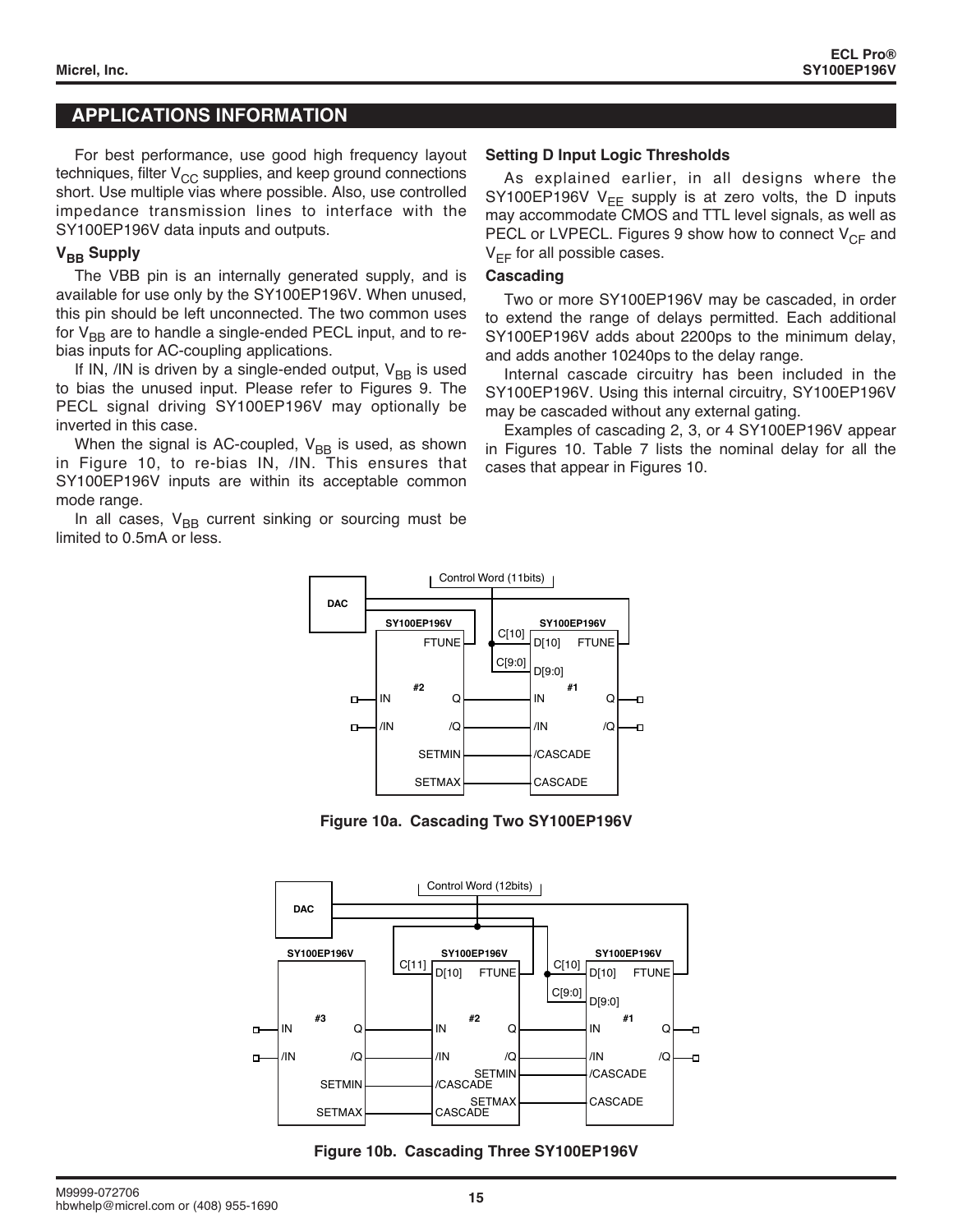## APPLICATIONS INFORMATION

For best performance, use good high frequency layout techniques, filter $V_{CC}$ supplies, and keep ground connections short. Use multiple vias where possible. Also, use controlled impedance transmission lines to interface with the SY100EP196V data inputs and outputs.

### $V_{BB}$ Supply

The VBB pin is an internally generated supply, and is available for use only by the SY100EP196V. When unused, this pin should be left unconnected. The two common uses for $V_{BB}$ are to handle a single-ended PECL input, and to re-bias inputs for AC-coupling applications.

If IN, /IN is driven by a single-ended output, $V_{BB}$ is used to bias the unused input. Please refer to Figures 9. The PECL signal driving SY100EP196V may optionally be inverted in this case.

When the signal is AC-coupled, $V_{BB}$ is used, as shown in Figure 10, to re-bias IN, /IN. This ensures that SY100EP196V inputs are within its acceptable common mode range.

In all cases, $V_{BB}$ current sinking or sourcing must be limited to 0.5mA or less.

### Setting D Input Logic Thresholds

As explained earlier, in all designs where the SY100EP196V $V_{EE}$ supply is at zero volts, the D inputs may accommodate CMOS and TTL level signals, as well as PECL or LVPECL. Figures 9 show how to connect $V_{CF}$ and $V_{EF}$ for all possible cases.

### Cascading

Two or more SY100EP196V may be cascaded, in order to extend the range of delays permitted. Each additional SY100EP196V adds about 2200ps to the minimum delay, and adds another 10240ps to the delay range.

Internal cascade circuitry has been included in the SY100EP196V. Using this internal circuitry, SY100EP196V may be cascaded without any external gating.

Examples of cascading 2, 3, or 4 SY100EP196V appear in Figures 10. Table 7 lists the nominal delay for all the cases that appear in Figures 10.

DAC
Control Word (11bits)
SY100EP196V #2: FTUNE, IN, /IN, Q, /Q, SETMIN, SETMAX
SY100EP196V #1: C[10] D[10], C[9:0] D[9:0], FTUNE, IN, /IN, Q, /Q, /CASCADE, CASCADE

**Figure 10a. Cascading Two SY100EP196V**

DAC
Control Word (12bits)
SY100EP196V #3: IN, /IN, Q, /Q, SETMIN, SETMAX
SY100EP196V #2: C[11] D[10], FTUNE, IN, /IN, Q, /Q, SETMIN, SETMAX, /CASCADE, CASCADE
SY100EP196V #1: C[10] D[10], C[9:0] D[9:0], FTUNE, IN, /IN, Q, /Q, /CASCADE, CASCADE

**Figure 10b. Cascading Three SY100EP196V**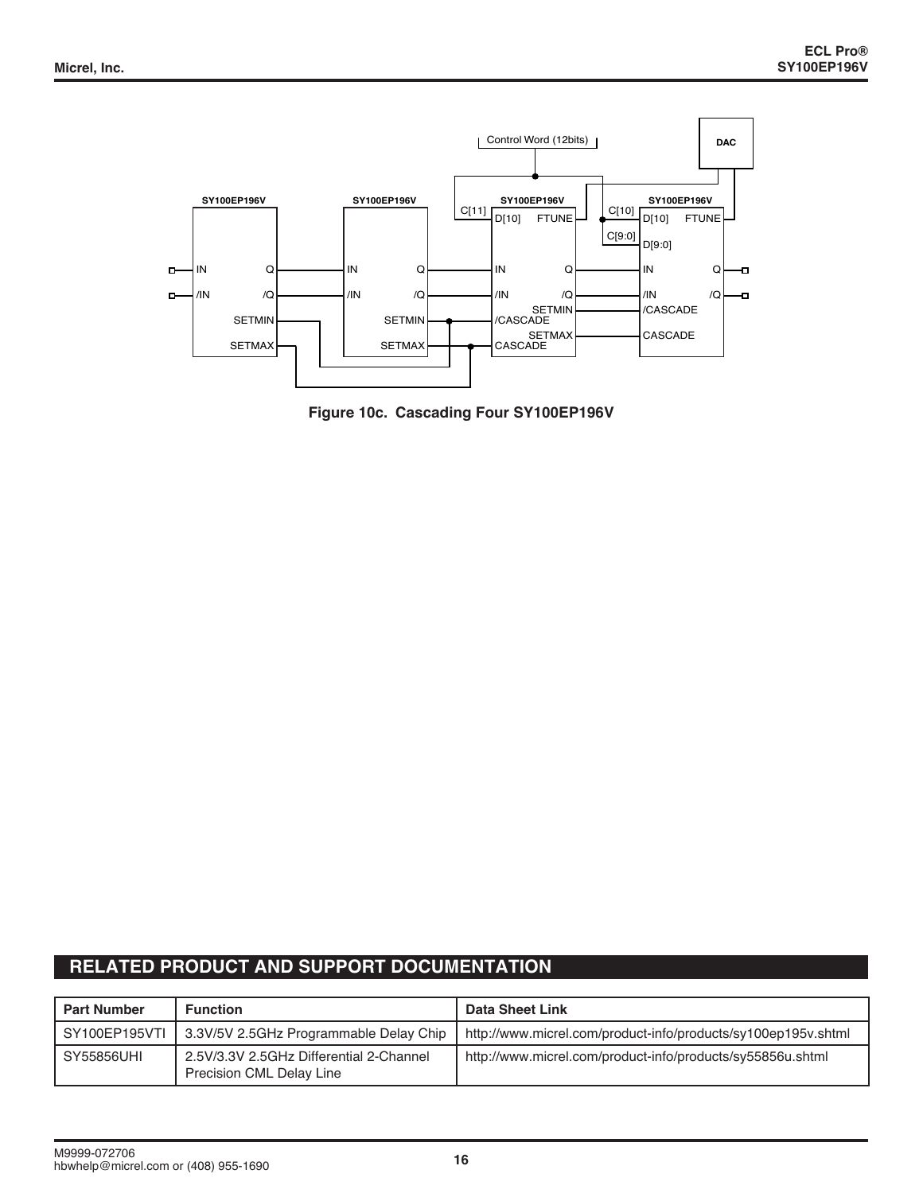Control Word (12bits)

DAC

SY100EP196V

SY100EP196V

SY100EP196V

SY100EP196V

C[11]

D[10]

FTUNE

C[10]

D[10]

FTUNE

C[9:0]

D[9:0]

IN

Q

/IN

/Q

SETMIN

SETMAX

IN

Q

/IN

/Q

SETMIN

SETMAX

IN

Q

/IN

/Q

SETMIN

/CASCADE

SETMAX

CASCADE

IN

Q

/IN

/Q

/CASCADE

CASCADE

**Figure 10c. Cascading Four SY100EP196V**

## RELATED PRODUCT AND SUPPORT DOCUMENTATION

| Part Number | Function | Data Sheet Link |
| --- | --- | --- |
| SY100EP195VTI | 3.3V/5V 2.5GHz Programmable Delay Chip | http://www.micrel.com/product-info/products/sy100ep195v.shtml |
| SY55856UHI | 2.5V/3.3V 2.5GHz Differential 2-Channel Precision CML Delay Line | http://www.micrel.com/product-info/products/sy55856u.shtml |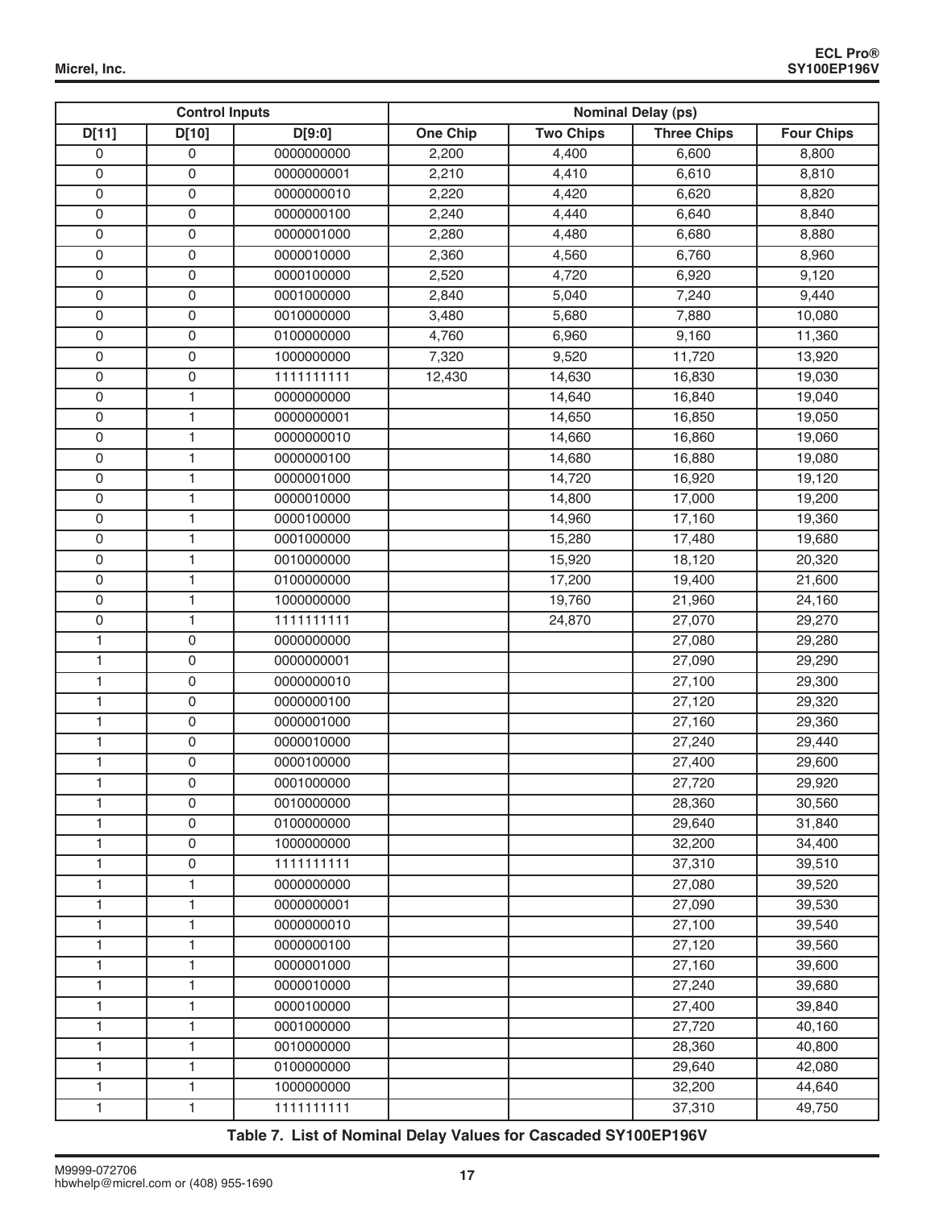| Control Inputs | | | Nominal Delay (ps) | | | |
|---|---|---|---|---|---|---|
| D[11] | D[10] | D[9:0] | One Chip | Two Chips | Three Chips | Four Chips |
| 0 | 0 | 0000000000 | 2,200 | 4,400 | 6,600 | 8,800 |
| 0 | 0 | 0000000001 | 2,210 | 4,410 | 6,610 | 8,810 |
| 0 | 0 | 0000000010 | 2,220 | 4,420 | 6,620 | 8,820 |
| 0 | 0 | 0000000100 | 2,240 | 4,440 | 6,640 | 8,840 |
| 0 | 0 | 0000001000 | 2,280 | 4,480 | 6,680 | 8,880 |
| 0 | 0 | 0000010000 | 2,360 | 4,560 | 6,760 | 8,960 |
| 0 | 0 | 0000100000 | 2,520 | 4,720 | 6,920 | 9,120 |
| 0 | 0 | 0001000000 | 2,840 | 5,040 | 7,240 | 9,440 |
| 0 | 0 | 0010000000 | 3,480 | 5,680 | 7,880 | 10,080 |
| 0 | 0 | 0100000000 | 4,760 | 6,960 | 9,160 | 11,360 |
| 0 | 0 | 1000000000 | 7,320 | 9,520 | 11,720 | 13,920 |
| 0 | 0 | 1111111111 | 12,430 | 14,630 | 16,830 | 19,030 |
| 0 | 1 | 0000000000 | | 14,640 | 16,840 | 19,040 |
| 0 | 1 | 0000000001 | | 14,650 | 16,850 | 19,050 |
| 0 | 1 | 0000000010 | | 14,660 | 16,860 | 19,060 |
| 0 | 1 | 0000000100 | | 14,680 | 16,880 | 19,080 |
| 0 | 1 | 0000001000 | | 14,720 | 16,920 | 19,120 |
| 0 | 1 | 0000010000 | | 14,800 | 17,000 | 19,200 |
| 0 | 1 | 0000100000 | | 14,960 | 17,160 | 19,360 |
| 0 | 1 | 0001000000 | | 15,280 | 17,480 | 19,680 |
| 0 | 1 | 0010000000 | | 15,920 | 18,120 | 20,320 |
| 0 | 1 | 0100000000 | | 17,200 | 19,400 | 21,600 |
| 0 | 1 | 1000000000 | | 19,760 | 21,960 | 24,160 |
| 0 | 1 | 1111111111 | | 24,870 | 27,070 | 29,270 |
| 1 | 0 | 0000000000 | | | 27,080 | 29,280 |
| 1 | 0 | 0000000001 | | | 27,090 | 29,290 |
| 1 | 0 | 0000000010 | | | 27,100 | 29,300 |
| 1 | 0 | 0000000100 | | | 27,120 | 29,320 |
| 1 | 0 | 0000001000 | | | 27,160 | 29,360 |
| 1 | 0 | 0000010000 | | | 27,240 | 29,440 |
| 1 | 0 | 0000100000 | | | 27,400 | 29,600 |
| 1 | 0 | 0001000000 | | | 27,720 | 29,920 |
| 1 | 0 | 0010000000 | | | 28,360 | 30,560 |
| 1 | 0 | 0100000000 | | | 29,640 | 31,840 |
| 1 | 0 | 1000000000 | | | 32,200 | 34,400 |
| 1 | 0 | 1111111111 | | | 37,310 | 39,510 |
| 1 | 1 | 0000000000 | | | 27,080 | 39,520 |
| 1 | 1 | 0000000001 | | | 27,090 | 39,530 |
| 1 | 1 | 0000000010 | | | 27,100 | 39,540 |
| 1 | 1 | 0000000100 | | | 27,120 | 39,560 |
| 1 | 1 | 0000001000 | | | 27,160 | 39,600 |
| 1 | 1 | 0000010000 | | | 27,240 | 39,680 |
| 1 | 1 | 0000100000 | | | 27,400 | 39,840 |
| 1 | 1 | 0001000000 | | | 27,720 | 40,160 |
| 1 | 1 | 0010000000 | | | 28,360 | 40,800 |
| 1 | 1 | 0100000000 | | | 29,640 | 42,080 |
| 1 | 1 | 1000000000 | | | 32,200 | 44,640 |
| 1 | 1 | 1111111111 | | | 37,310 | 49,750 |

**Table 7. List of Nominal Delay Values for Cascaded SY100EP196V**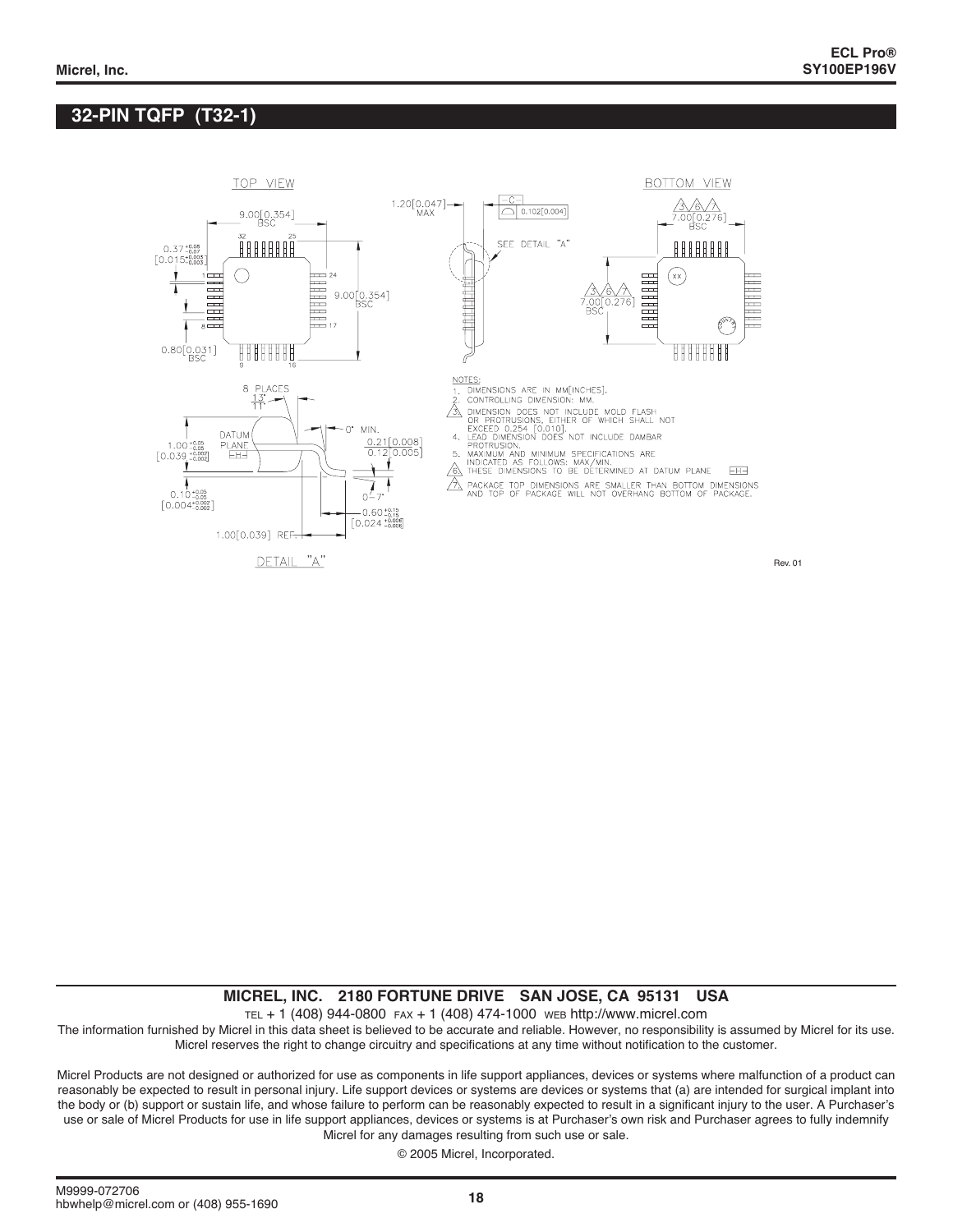## 32-PIN TQFP (T32-1)

TOP VIEW

BOTTOM VIEW

DETAIL "A"

NOTES:
1. DIMENSIONS ARE IN MM[INCHES].
2. CONTROLLING DIMENSION: MM.
3. DIMENSION DOES NOT INCLUDE MOLD FLASH OR PROTRUSIONS, EITHER OF WHICH SHALL NOT EXCEED 0.254 [0.010].
4. LEAD DIMENSION DOES NOT INCLUDE DAMBAR PROTRUSION.
5. MAXIMUM AND MINIMUM SPECIFICATIONS ARE INDICATED AS FOLLOWS: MAX/MIN.
6. THESE DIMENSIONS TO BE DETERMINED AT DATUM PLANE -H-
7. PACKAGE TOP DIMENSIONS ARE SMALLER THAN BOTTOM DIMENSIONS AND TOP OF PACKAGE WILL NOT OVERHANG BOTTOM OF PACKAGE.

Rev. 01

**MICREL, INC. 2180 FORTUNE DRIVE SAN JOSE, CA 95131 USA**

TEL + 1 (408) 944-0800 FAX + 1 (408) 474-1000 WEB http://www.micrel.com

The information furnished by Micrel in this data sheet is believed to be accurate and reliable. However, no responsibility is assumed by Micrel for its use. Micrel reserves the right to change circuitry and specifications at any time without notification to the customer.

Micrel Products are not designed or authorized for use as components in life support appliances, devices or systems where malfunction of a product can reasonably be expected to result in personal injury. Life support devices or systems are devices or systems that (a) are intended for surgical implant into the body or (b) support or sustain life, and whose failure to perform can be reasonably expected to result in a significant injury to the user. A Purchaser's use or sale of Micrel Products for use in life support appliances, devices or systems is at Purchaser's own risk and Purchaser agrees to fully indemnify Micrel for any damages resulting from such use or sale.

© 2005 Micrel, Incorporated.